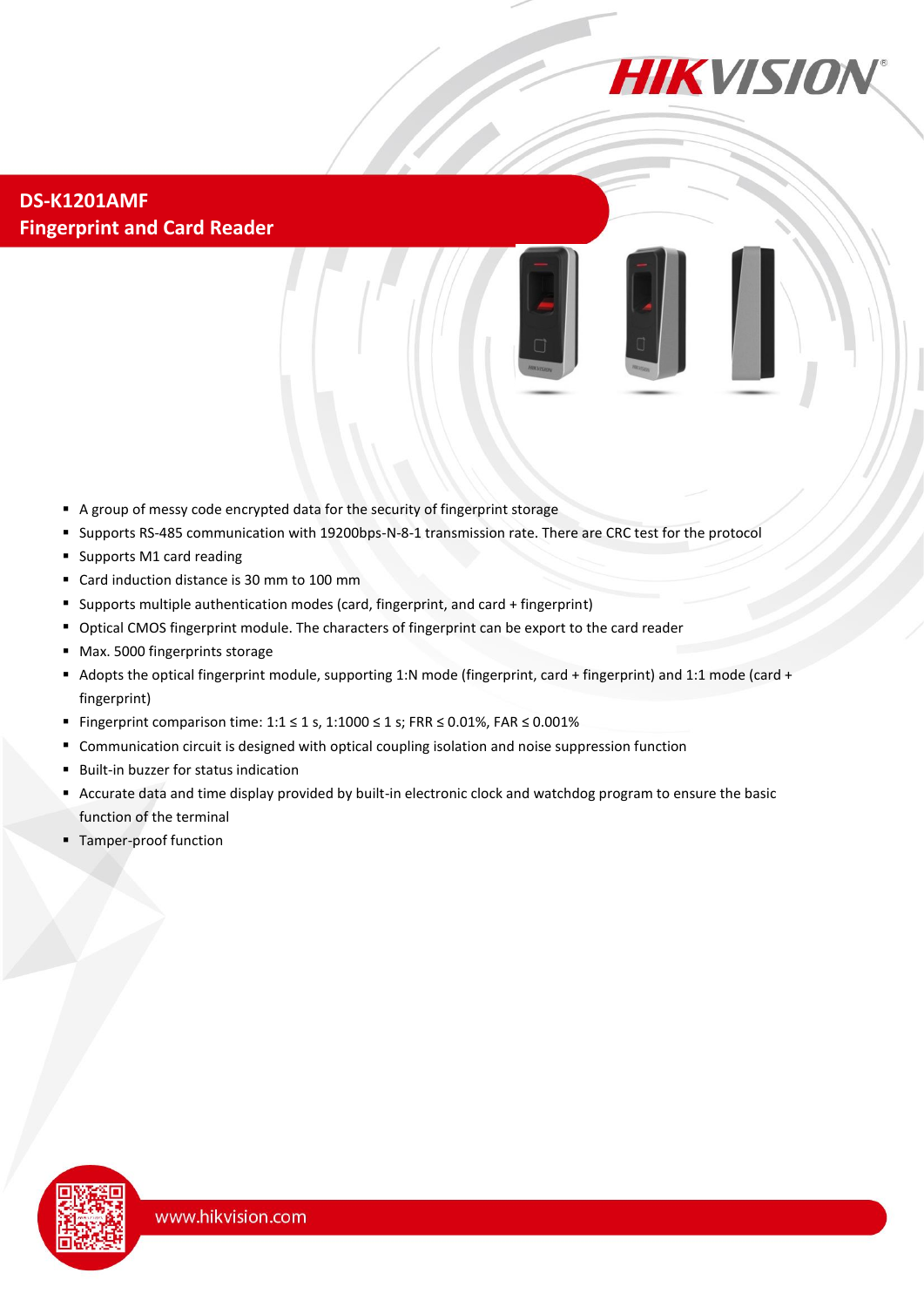# DS-K1201AMF
## Fingerprint and Card Reader

- A group of messy code encrypted data for the security of fingerprint storage
- Supports RS-485 communication with 19200bps-N-8-1 transmission rate. There are CRC test for the protocol
- Supports M1 card reading
- Card induction distance is 30 mm to 100 mm
- Supports multiple authentication modes (card, fingerprint, and card + fingerprint)
- Optical CMOS fingerprint module. The characters of fingerprint can be export to the card reader
- Max. 5000 fingerprints storage
- Adopts the optical fingerprint module, supporting 1:N mode (fingerprint, card + fingerprint) and 1:1 mode (card + fingerprint)
- Fingerprint comparison time: 1:1 ≤ 1 s, 1:1000 ≤ 1 s; FRR ≤ 0.01%, FAR ≤ 0.001%
- Communication circuit is designed with optical coupling isolation and noise suppression function
- Built-in buzzer for status indication
- Accurate data and time display provided by built-in electronic clock and watchdog program to ensure the basic function of the terminal
- Tamper-proof function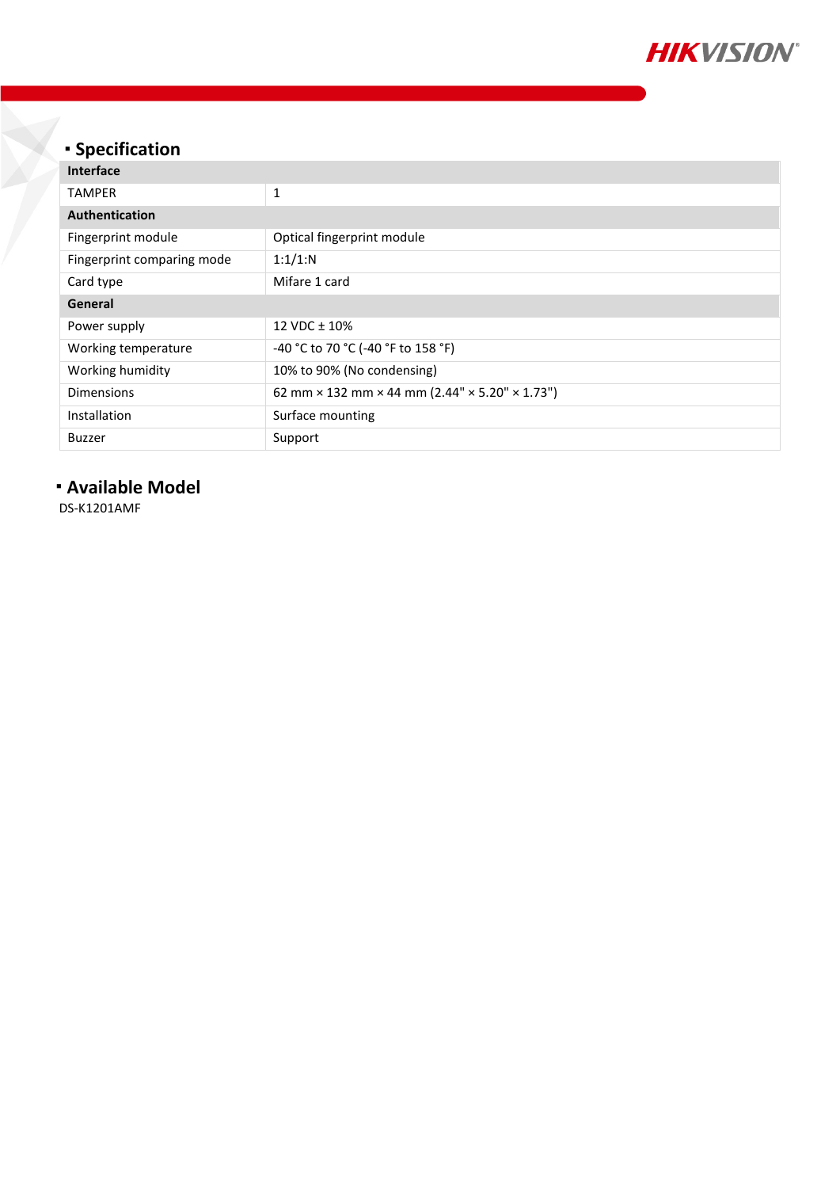## Specification

| Interface | |
|---|---|
| TAMPER | 1 |
| **Authentication** | |
| Fingerprint module | Optical fingerprint module |
| Fingerprint comparing mode | 1:1/1:N |
| Card type | Mifare 1 card |
| **General** | |
| Power supply | 12 VDC ± 10% |
| Working temperature | -40 °C to 70 °C (-40 °F to 158 °F) |
| Working humidity | 10% to 90% (No condensing) |
| Dimensions | 62 mm × 132 mm × 44 mm (2.44" × 5.20" × 1.73") |
| Installation | Surface mounting |
| Buzzer | Support |

## Available Model

DS-K1201AMF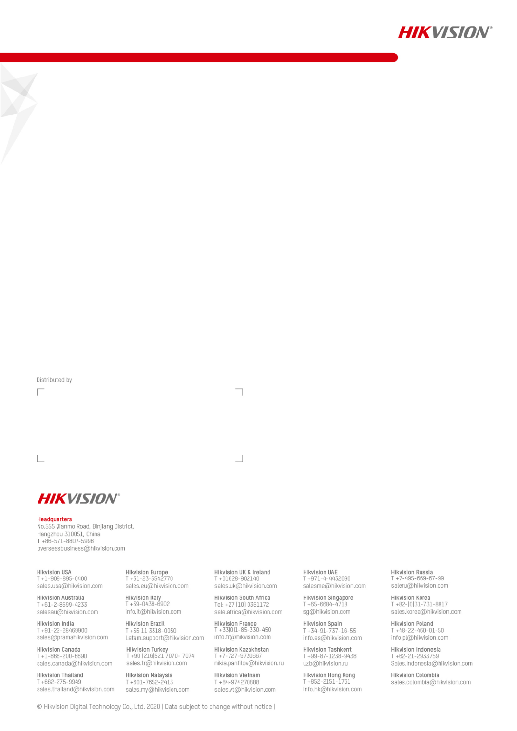Distributed by

**HIKVISION**

**Headquarters**
No.555 Qianmo Road, Binjiang District,
Hangzhou 310051, China
T +86-571-8807-5998
overseasbusiness@hikvision.com

**Hikvision USA**
T +1-909-895-0400
sales.usa@hikvision.com

**Hikvision Australia**
T +61-2-8599-4233
salesau@hikvision.com

**Hikvision India**
T +91-22-28469900
sales@pramahikvision.com

**Hikvision Canada**
T +1-866-200-6690
sales.canada@hikvision.com

**Hikvision Thailand**
T +662-275-9949
sales.thailand@hikvision.com

**Hikvision Europe**
T +31-23-5542770
sales.eu@hikvision.com

**Hikvision Italy**
T +39-0438-6902
info.it@hikvision.com

**Hikvision Brazil**
T +55 11 3318-0050
Latam.support@hikvision.com

**Hikvision Turkey**
T +90 (216)521 7070- 7074
sales.tr@hikvision.com

**Hikvision Malaysia**
T +601-7652-2413
sales.my@hikvision.com

**Hikvision UK & Ireland**
T +01628-902140
sales.uk@hikvision.com

**Hikvision South Africa**
Tel: +27 (10) 0351172
sale.africa@hikvision.com

**Hikvision France**
T +33(0)1-85-330-450
info.fr@hikvision.com

**Hikvision Kazakhstan**
T +7-727-9730667
nikia.panfilov@hikvision.ru

**Hikvision Vietnam**
T +84-974270888
sales.vt@hikvision.com

**Hikvision UAE**
T +971-4-4432090
salesme@hikvision.com

**Hikvision Singapore**
T +65-6684-4718
sg@hikvision.com

**Hikvision Spain**
T +34-91-737-16-55
info.es@hikvision.com

**Hikvision Tashkent**
T +99-87-1238-9438
uzb@hikvision.ru

**Hikvision Hong Kong**
T +852-2151-1761
info.hk@hikvision.com

**Hikvision Russia**
T +7-495-669-67-99
saleru@hikvision.com

**Hikvision Korea**
T +82-(0)31-731-8817
sales.korea@hikvision.com

**Hikvision Poland**
T +48-22-460-01-50
info.pl@hikvision.com

**Hikvision Indonesia**
T +62-21-2933759
Sales.Indonesia@hikvision.com

**Hikvision Colombia**
sales.colombia@hikvision.com

© Hikvision Digital Technology Co., Ltd. 2020 | Data subject to change without notice |